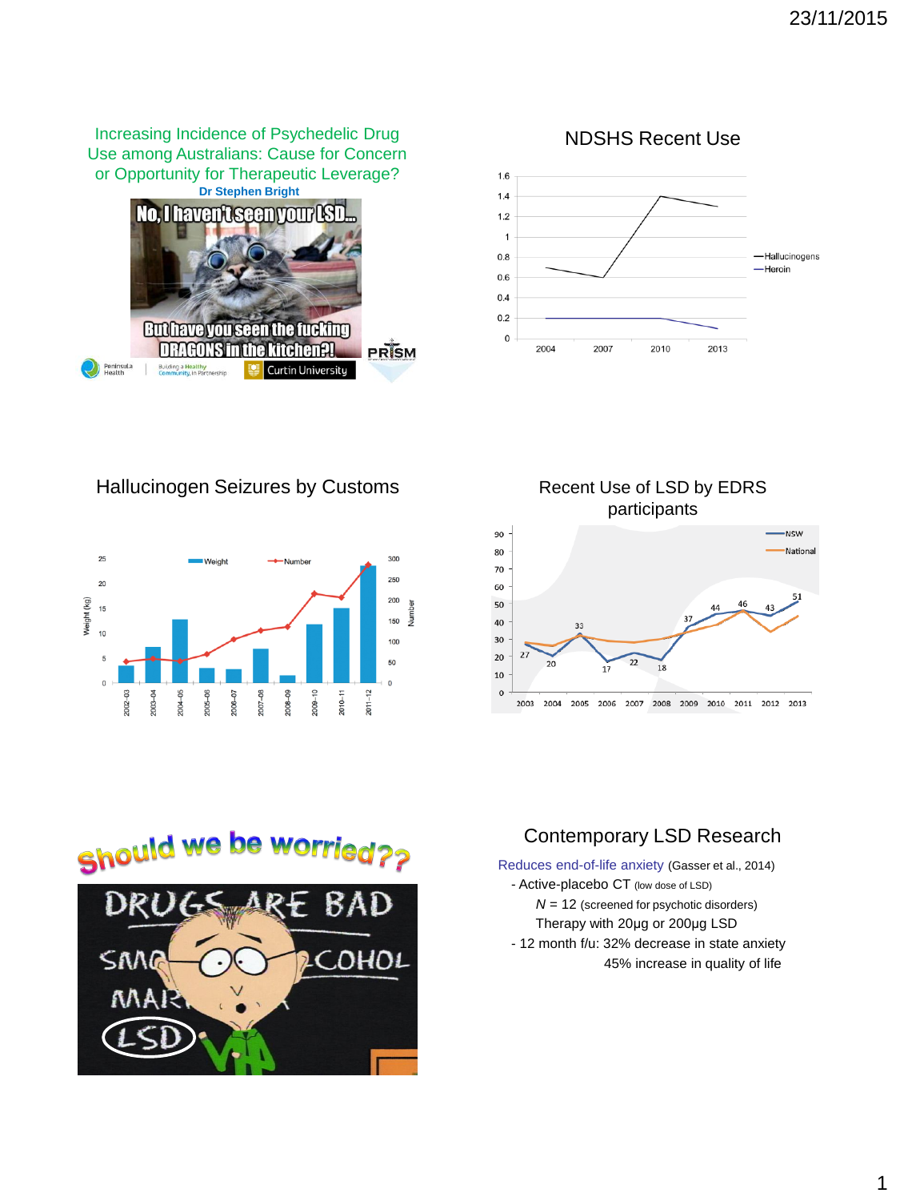## Increasing Incidence of Psychedelic Drug Use among Australians: Cause for Concern or Opportunity for Therapeutic Leverage?

**Dr Stephen Bright**

## NDSHS Recent Use

## Hallucinogen Seizures by Customs

## Recent Use of LSD by EDRS participants

## Should we be worried??

## Contemporary LSD Research

Reduces end-of-life anxiety (Gasser et al., 2014)

- Active-placebo CT (low dose of LSD)
  - *N* = 12 (screened for psychotic disorders)
  - Therapy with 20µg or 200µg LSD
- 12 month f/u: 32% decrease in state anxiety
  - 45% increase in quality of life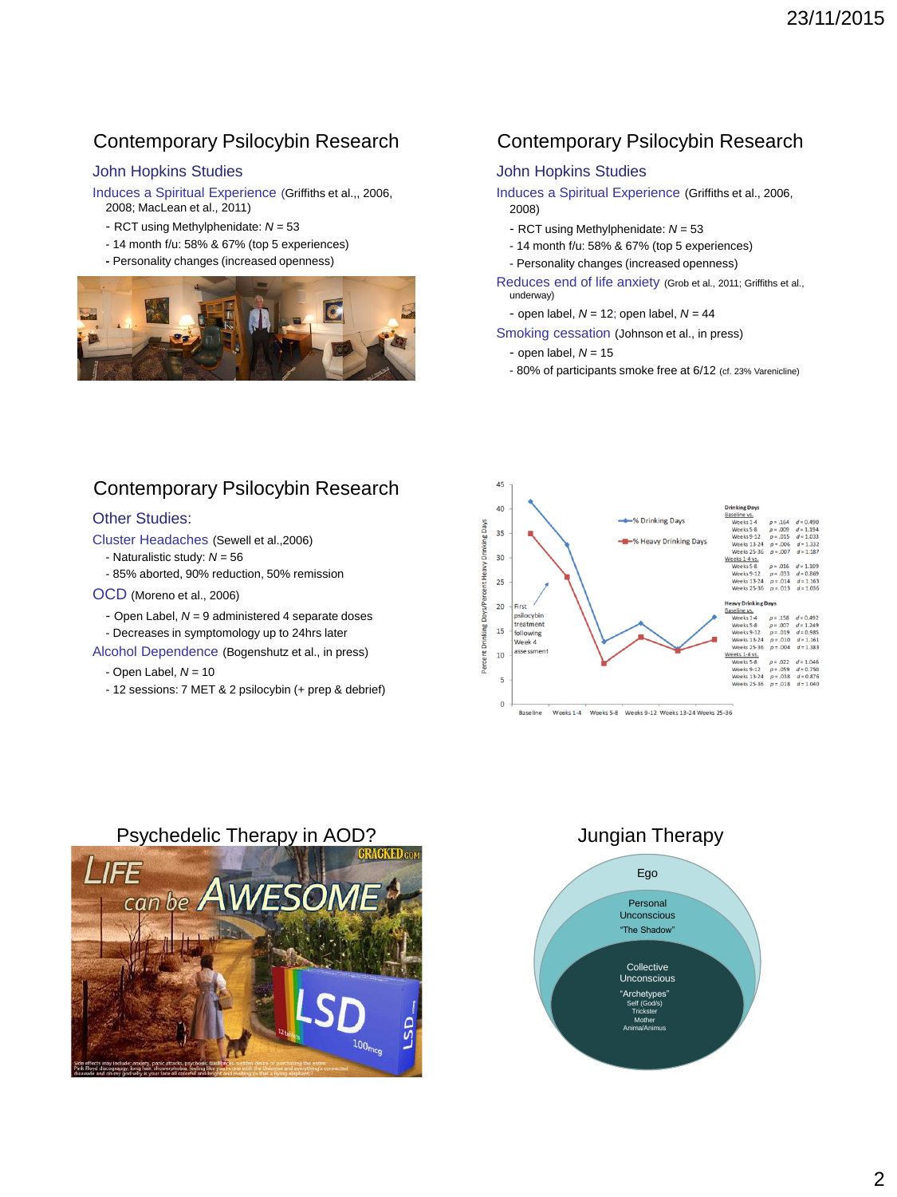## Contemporary Psilocybin Research

### John Hopkins Studies

Induces a Spiritual Experience (Griffiths et al.,, 2006, 2008; MacLean et al., 2011)

- RCT using Methylphenidate: $N$ = 53
- 14 month f/u: 58% & 67% (top 5 experiences)
- Personality changes (increased openness)

## Contemporary Psilocybin Research

### John Hopkins Studies

Induces a Spiritual Experience (Griffiths et al., 2006, 2008)

- RCT using Methylphenidate: $N$ = 53
- 14 month f/u: 58% & 67% (top 5 experiences)
- Personality changes (increased openness)

Reduces end of life anxiety (Grob et al., 2011; Griffiths et al., underway)

- open label, $N$ = 12; open label, $N$ = 44

Smoking cessation (Johnson et al., in press)

- open label, $N$ = 15
- 80% of participants smoke free at 6/12 (cf. 23% Varenicline)

## Contemporary Psilocybin Research

### Other Studies:

Cluster Headaches (Sewell et al.,2006)

- Naturalistic study: $N$ = 56
- 85% aborted, 90% reduction, 50% remission

OCD (Moreno et al., 2006)

- Open Label, $N$ = 9 administered 4 separate doses
- Decreases in symptomology up to 24hrs later

Alcohol Dependence (Bogenshutz et al., in press)

- Open Label, $N$ = 10
- 12 sessions: 7 MET & 2 psilocybin (+ prep & debrief)

Percent Drinking Days/Percent Heavy Drinking Days

— % Drinking Days — % Heavy Drinking Days

First psilocybin treatment following Week 4 assessment

Baseline | Weeks 1-4 | Weeks 5-8 | Weeks 9-12 | Weeks 13-24 | Weeks 25-36

**Drinking Days**

| Comparison | p | d |
|---|---|---|
| Baseline vs. | | |
| Weeks 1-4 | $p$ = .164 | $d$ = 0.490 |
| Weeks 5-8 | $p$ = .009 | $d$ = 1.194 |
| Weeks 9-12 | $p$ = .015 | $d$ = 1.033 |
| Weeks 13-24 | $p$ = .006 | $d$ = 1.332 |
| Weeks 25-36 | $p$ = .007 | $d$ = 1.187 |
| Weeks 1-4 vs. | | |
| Weeks 5-8 | $p$ = .016 | $d$ = 1.109 |
| Weeks 9-12 | $p$ = .033 | $d$ = 0.869 |
| Weeks 13-24 | $p$ = .014 | $d$ = 1.163 |
| Weeks 25-36 | $p$ = .013 | $d$ = 1.036 |

**Heavy Drinking Days**

| Comparison | p | d |
|---|---|---|
| Baseline vs. | | |
| Weeks 1-4 | $p$ = .158 | $d$ = 0.492 |
| Weeks 5-8 | $p$ = .007 | $d$ = 1.249 |
| Weeks 9-12 | $p$ = .019 | $d$ = 0.985 |
| Weeks 13-24 | $p$ = .010 | $d$ = 1.161 |
| Weeks 25-36 | $p$ = .004 | $d$ = 1.383 |
| Weeks 1-4 vs. | | |
| Weeks 5-8 | $p$ = .022 | $d$ = 1.046 |
| Weeks 9-12 | $p$ = .059 | $d$ = 0.750 |
| Weeks 13-24 | $p$ = .038 | $d$ = 0.876 |
| Weeks 25-36 | $p$ = .018 | $d$ = 1.040 |

## Psychedelic Therapy in AOD?

## Jungian Therapy

- Ego
- Personal Unconscious
  - "The Shadow"
- Collective Unconscious
  - "Archetypes"
    - Self (God/s)
    - Trickster
    - Mother
    - Anima/Animus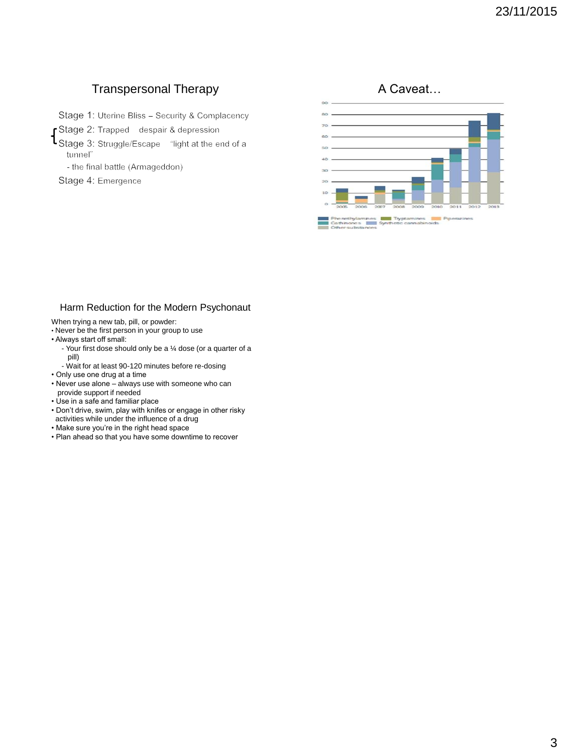## Transpersonal Therapy

Stage 1: Uterine Bliss – Security & Complacency

Stage 2: Trapped despair & depression

Stage 3: Struggle/Escape "light at the end of a tunnel"

- the final battle (Armageddon)

Stage 4: Emergence

## A Caveat…

90
80
70
60
50
40
30
20
10
0

2005 2006 2007 2008 2009 2010 2011 2012 2013

Phenethylamines Tryptamines Piperazines
Cathinones Synthetic cannabinoids
Other substances

## Harm Reduction for the Modern Psychonaut

When trying a new tab, pill, or powder:

- Never be the first person in your group to use
- Always start off small:
  - Your first dose should only be a ¼ dose (or a quarter of a pill)
  - Wait for at least 90-120 minutes before re-dosing
- Only use one drug at a time
- Never use alone – always use with someone who can provide support if needed
- Use in a safe and familiar place
- Don't drive, swim, play with knifes or engage in other risky activities while under the influence of a drug
- Make sure you're in the right head space
- Plan ahead so that you have some downtime to recover